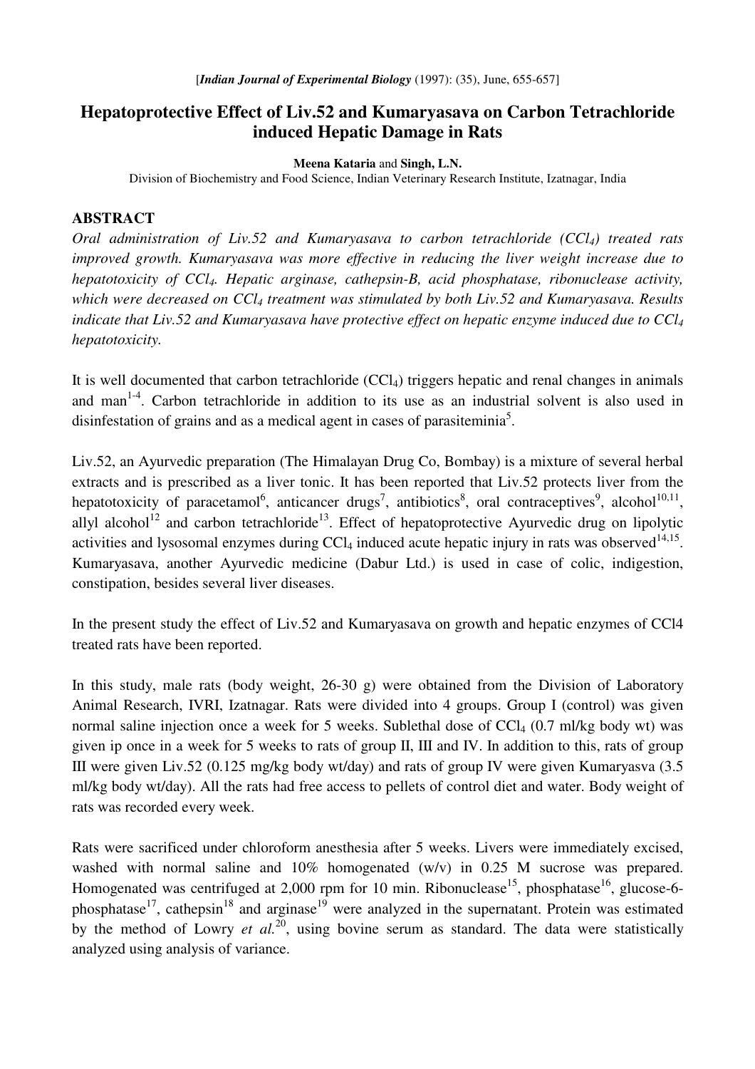[*Indian Journal of Experimental Biology* (1997): (35), June, 655-657]

# Hepatoprotective Effect of Liv.52 and Kumaryasava on Carbon Tetrachloride induced Hepatic Damage in Rats

**Meena Kataria** and **Singh, L.N.**

Division of Biochemistry and Food Science, Indian Veterinary Research Institute, Izatnagar, India

## ABSTRACT

*Oral administration of Liv.52 and Kumaryasava to carbon tetrachloride ($CCl_4$) treated rats improved growth. Kumaryasava was more effective in reducing the liver weight increase due to hepatotoxicity of $CCl_4$. Hepatic arginase, cathepsin-B, acid phosphatase, ribonuclease activity, which were decreased on $CCl_4$ treatment was stimulated by both Liv.52 and Kumaryasava. Results indicate that Liv.52 and Kumaryasava have protective effect on hepatic enzyme induced due to $CCl_4$ hepatotoxicity.*

It is well documented that carbon tetrachloride ($CCl_4$) triggers hepatic and renal changes in animals and man[1-4]. Carbon tetrachloride in addition to its use as an industrial solvent is also used in disinfestation of grains and as a medical agent in cases of parasiteminia[5].

Liv.52, an Ayurvedic preparation (The Himalayan Drug Co, Bombay) is a mixture of several herbal extracts and is prescribed as a liver tonic. It has been reported that Liv.52 protects liver from the hepatotoxicity of paracetamol[6], anticancer drugs[7], antibiotics[8], oral contraceptives[9], alcohol[10,11], allyl alcohol[12] and carbon tetrachloride[13]. Effect of hepatoprotective Ayurvedic drug on lipolytic activities and lysosomal enzymes during $CCl_4$ induced acute hepatic injury in rats was observed[14,15]. Kumaryasava, another Ayurvedic medicine (Dabur Ltd.) is used in case of colic, indigestion, constipation, besides several liver diseases.

In the present study the effect of Liv.52 and Kumaryasava on growth and hepatic enzymes of $CCl_4$ treated rats have been reported.

In this study, male rats (body weight, 26-30 g) were obtained from the Division of Laboratory Animal Research, IVRI, Izatnagar. Rats were divided into 4 groups. Group I (control) was given normal saline injection once a week for 5 weeks. Sublethal dose of $CCl_4$ (0.7 ml/kg body wt) was given ip once in a week for 5 weeks to rats of group II, III and IV. In addition to this, rats of group III were given Liv.52 (0.125 mg/kg body wt/day) and rats of group IV were given Kumaryasva (3.5 ml/kg body wt/day). All the rats had free access to pellets of control diet and water. Body weight of rats was recorded every week.

Rats were sacrificed under chloroform anesthesia after 5 weeks. Livers were immediately excised, washed with normal saline and 10% homogenated (w/v) in 0.25 M sucrose was prepared. Homogenated was centrifuged at 2,000 rpm for 10 min. Ribonuclease[15], phosphatase[16], glucose-6-phosphatase[17], cathepsin[18] and arginase[19] were analyzed in the supernatant. Protein was estimated by the method of Lowry *et al.*[20], using bovine serum as standard. The data were statistically analyzed using analysis of variance.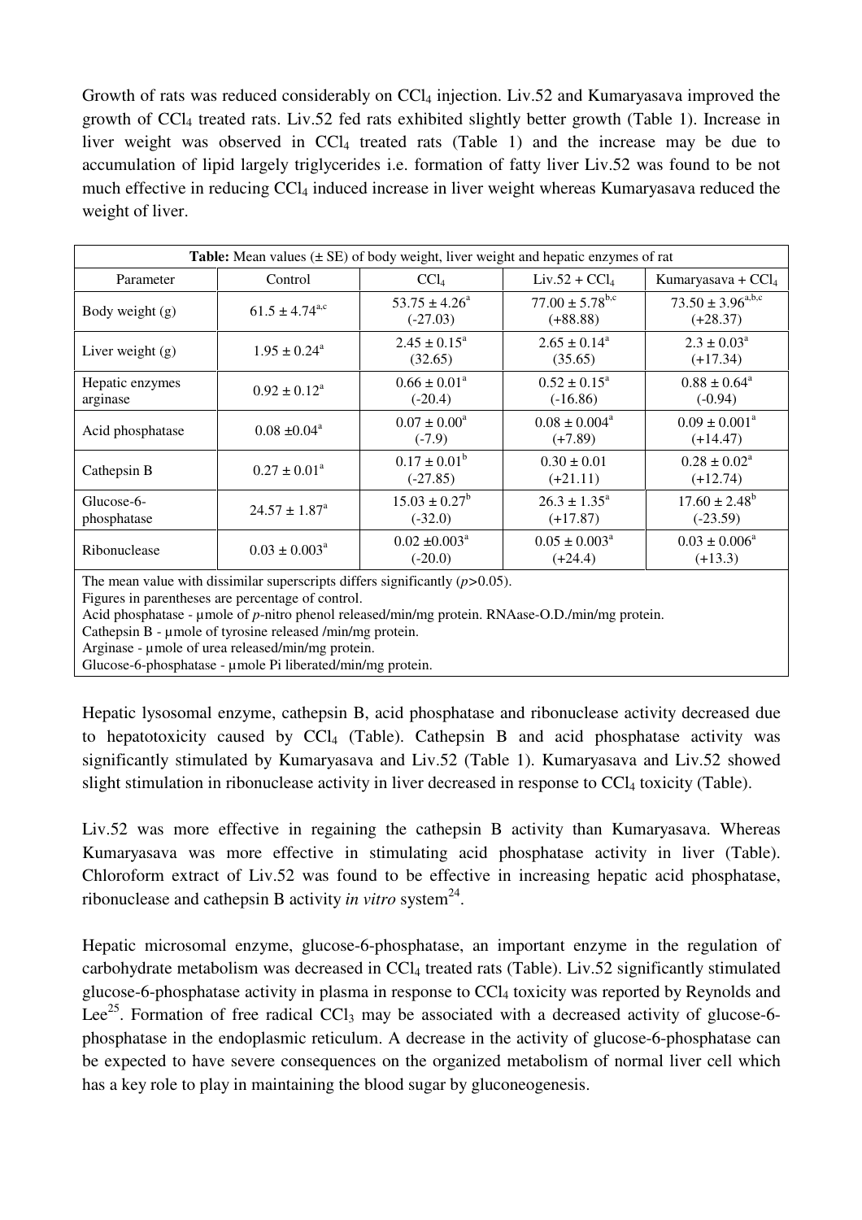Growth of rats was reduced considerably on $CCl_4$ injection. Liv.52 and Kumaryasava improved the growth of $CCl_4$ treated rats. Liv.52 fed rats exhibited slightly better growth (Table 1). Increase in liver weight was observed in $CCl_4$ treated rats (Table 1) and the increase may be due to accumulation of lipid largely triglycerides i.e. formation of fatty liver Liv.52 was found to be not much effective in reducing $CCl_4$ induced increase in liver weight whereas Kumaryasava reduced the weight of liver.

**Table:** Mean values (± SE) of body weight, liver weight and hepatic enzymes of rat

| Parameter | Control | $CCl_4$ | Liv.52 + $CCl_4$ | Kumaryasava + $CCl_4$ |
|---|---|---|---|---|
| Body weight (g) | 61.5 ± 4.74[a,c] | 53.75 ± 4.26[a] (-27.03) | 77.00 ± 5.78[b,c] (+88.88) | 73.50 ± 3.96[a,b,c] (+28.37) |
| Liver weight (g) | 1.95 ± 0.24[a] | 2.45 ± 0.15[a] (32.65) | 2.65 ± 0.14[a] (35.65) | 2.3 ± 0.03[a] (+17.34) |
| Hepatic enzymes arginase | 0.92 ± 0.12[a] | 0.66 ± 0.01[a] (-20.4) | 0.52 ± 0.15[a] (-16.86) | 0.88 ± 0.64[a] (-0.94) |
| Acid phosphatase | 0.08 ±0.04[a] | 0.07 ± 0.00[a] (-7.9) | 0.08 ± 0.004[a] (+7.89) | 0.09 ± 0.001[a] (+14.47) |
| Cathepsin B | 0.27 ± 0.01[a] | 0.17 ± 0.01[b] (-27.85) | 0.30 ± 0.01 (+21.11) | 0.28 ± 0.02[a] (+12.74) |
| Glucose-6-phosphatase | 24.57 ± 1.87[a] | 15.03 ± 0.27[b] (-32.0) | 26.3 ± 1.35[a] (+17.87) | 17.60 ± 2.48[b] (-23.59) |
| Ribonuclease | 0.03 ± 0.003[a] | 0.02 ±0.003[a] (-20.0) | 0.05 ± 0.003[a] (+24.4) | 0.03 ± 0.006[a] (+13.3) |

The mean value with dissimilar superscripts differs significantly ($p$>0.05).
Figures in parentheses are percentage of control.
Acid phosphatase - µmole of *p*-nitro phenol released/min/mg protein. RNAase-O.D./min/mg protein.
Cathepsin B - µmole of tyrosine released /min/mg protein.
Arginase - µmole of urea released/min/mg protein.
Glucose-6-phosphatase - µmole Pi liberated/min/mg protein.

Hepatic lysosomal enzyme, cathepsin B, acid phosphatase and ribonuclease activity decreased due to hepatotoxicity caused by $CCl_4$ (Table). Cathepsin B and acid phosphatase activity was significantly stimulated by Kumaryasava and Liv.52 (Table 1). Kumaryasava and Liv.52 showed slight stimulation in ribonuclease activity in liver decreased in response to $CCl_4$ toxicity (Table).

Liv.52 was more effective in regaining the cathepsin B activity than Kumaryasava. Whereas Kumaryasava was more effective in stimulating acid phosphatase activity in liver (Table). Chloroform extract of Liv.52 was found to be effective in increasing hepatic acid phosphatase, ribonuclease and cathepsin B activity *in vitro* system[24].

Hepatic microsomal enzyme, glucose-6-phosphatase, an important enzyme in the regulation of carbohydrate metabolism was decreased in $CCl_4$ treated rats (Table). Liv.52 significantly stimulated glucose-6-phosphatase activity in plasma in response to $CCl_4$ toxicity was reported by Reynolds and Lee[25]. Formation of free radical $CCl_3$ may be associated with a decreased activity of glucose-6-phosphatase in the endoplasmic reticulum. A decrease in the activity of glucose-6-phosphatase can be expected to have severe consequences on the organized metabolism of normal liver cell which has a key role to play in maintaining the blood sugar by gluconeogenesis.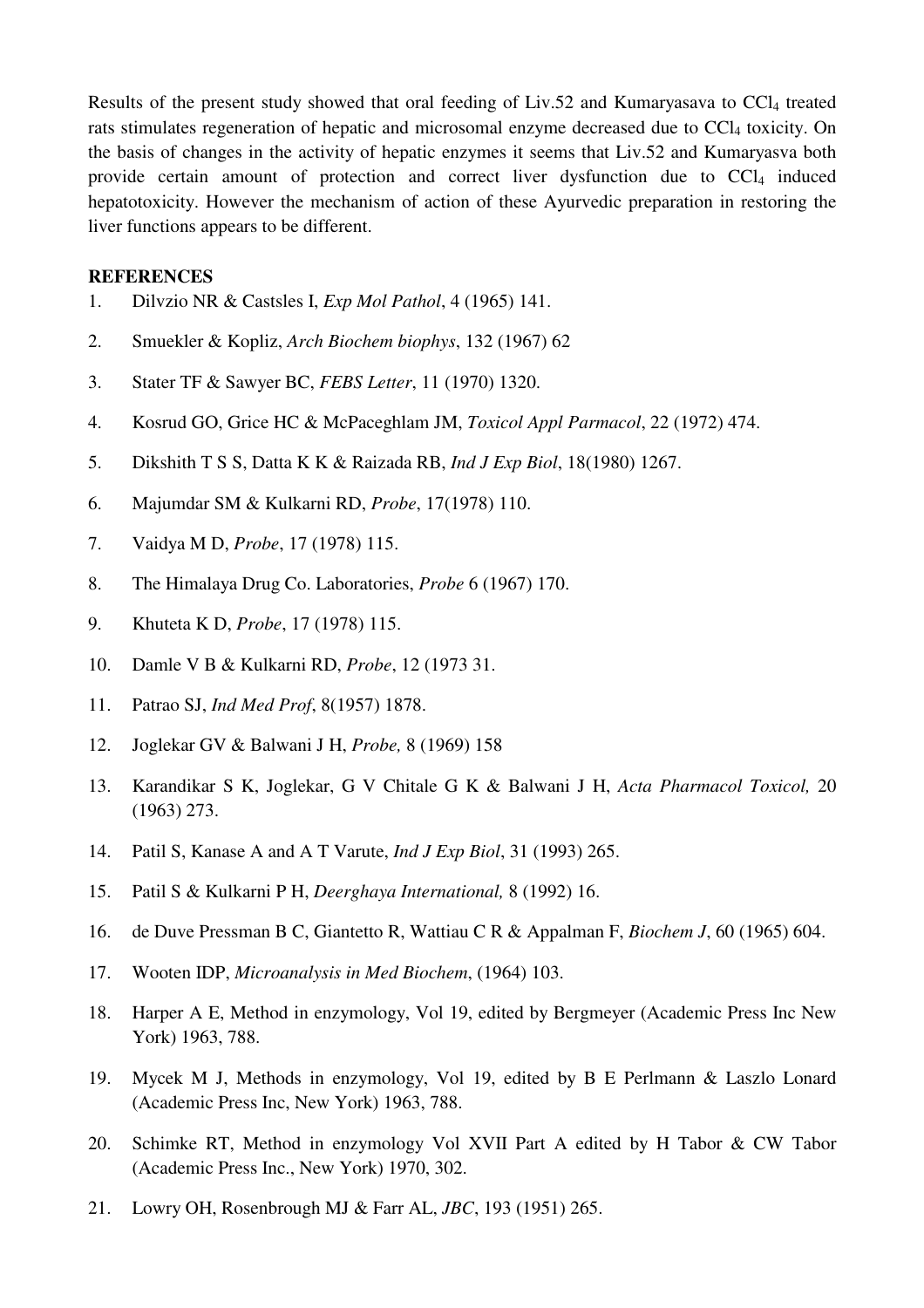Results of the present study showed that oral feeding of Liv.52 and Kumaryasava to $CCl_4$ treated rats stimulates regeneration of hepatic and microsomal enzyme decreased due to $CCl_4$ toxicity. On the basis of changes in the activity of hepatic enzymes it seems that Liv.52 and Kumaryasva both provide certain amount of protection and correct liver dysfunction due to $CCl_4$ induced hepatotoxicity. However the mechanism of action of these Ayurvedic preparation in restoring the liver functions appears to be different.

**REFERENCES**

1. Dilvzio NR & Castsles I, *Exp Mol Pathol*, 4 (1965) 141.
2. Smuekler & Kopliz, *Arch Biochem biophys*, 132 (1967) 62
3. Stater TF & Sawyer BC, *FEBS Letter*, 11 (1970) 1320.
4. Kosrud GO, Grice HC & McPaceghlam JM, *Toxicol Appl Parmacol*, 22 (1972) 474.
5. Dikshith T S S, Datta K K & Raizada RB, *Ind J Exp Biol*, 18(1980) 1267.
6. Majumdar SM & Kulkarni RD, *Probe*, 17(1978) 110.
7. Vaidya M D, *Probe*, 17 (1978) 115.
8. The Himalaya Drug Co. Laboratories, *Probe* 6 (1967) 170.
9. Khuteta K D, *Probe*, 17 (1978) 115.
10. Damle V B & Kulkarni RD, *Probe*, 12 (1973 31.
11. Patrao SJ, *Ind Med Prof*, 8(1957) 1878.
12. Joglekar GV & Balwani J H, *Probe,* 8 (1969) 158
13. Karandikar S K, Joglekar, G V Chitale G K & Balwani J H, *Acta Pharmacol Toxicol,* 20 (1963) 273.
14. Patil S, Kanase A and A T Varute, *Ind J Exp Biol*, 31 (1993) 265.
15. Patil S & Kulkarni P H, *Deerghaya International,* 8 (1992) 16.
16. de Duve Pressman B C, Giantetto R, Wattiau C R & Appalman F, *Biochem J*, 60 (1965) 604.
17. Wooten IDP, *Microanalysis in Med Biochem*, (1964) 103.
18. Harper A E, Method in enzymology, Vol 19, edited by Bergmeyer (Academic Press Inc New York) 1963, 788.
19. Mycek M J, Methods in enzymology, Vol 19, edited by B E Perlmann & Laszlo Lonard (Academic Press Inc, New York) 1963, 788.
20. Schimke RT, Method in enzymology Vol XVII Part A edited by H Tabor & CW Tabor (Academic Press Inc., New York) 1970, 302.
21. Lowry OH, Rosenbrough MJ & Farr AL, *JBC*, 193 (1951) 265.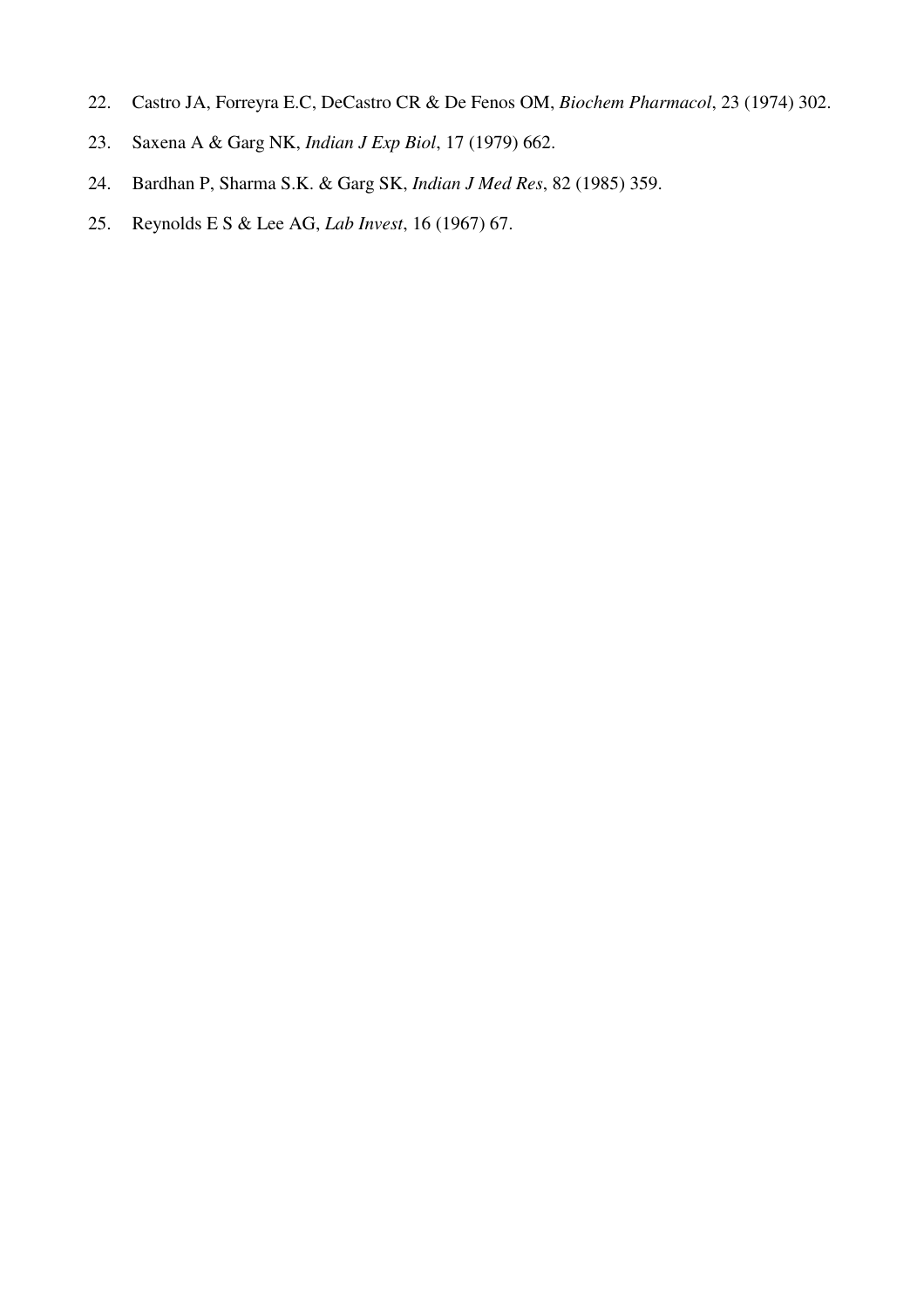22. Castro JA, Forreyra E.C, DeCastro CR & De Fenos OM, *Biochem Pharmacol*, 23 (1974) 302.
23. Saxena A & Garg NK, *Indian J Exp Biol*, 17 (1979) 662.
24. Bardhan P, Sharma S.K. & Garg SK, *Indian J Med Res*, 82 (1985) 359.
25. Reynolds E S & Lee AG, *Lab Invest*, 16 (1967) 67.